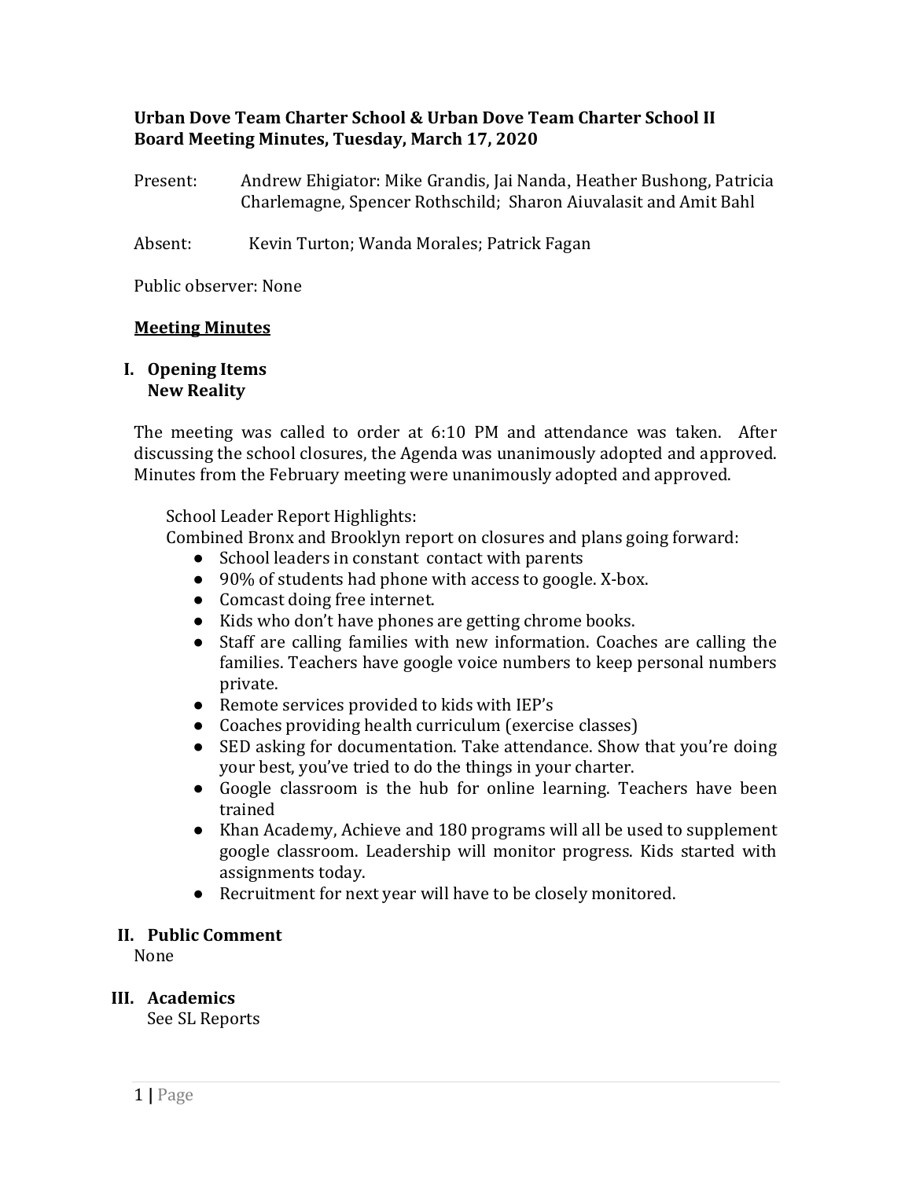**Urban Dove Team Charter School & Urban Dove Team Charter School II**
**Board Meeting Minutes, Tuesday, March 17, 2020**

Present: Andrew Ehigiator: Mike Grandis, Jai Nanda, Heather Bushong, Patricia Charlemagne, Spencer Rothschild; Sharon Aiuvalasit and Amit Bahl

Absent: Kevin Turton; Wanda Morales; Patrick Fagan

Public observer: None

**Meeting Minutes**

## I. Opening Items
**New Reality**

The meeting was called to order at 6:10 PM and attendance was taken. After discussing the school closures, the Agenda was unanimously adopted and approved. Minutes from the February meeting were unanimously adopted and approved.

School Leader Report Highlights:
Combined Bronx and Brooklyn report on closures and plans going forward:

- School leaders in constant contact with parents
- 90% of students had phone with access to google. X-box.
- Comcast doing free internet.
- Kids who don't have phones are getting chrome books.
- Staff are calling families with new information. Coaches are calling the families. Teachers have google voice numbers to keep personal numbers private.
- Remote services provided to kids with IEP's
- Coaches providing health curriculum (exercise classes)
- SED asking for documentation. Take attendance. Show that you're doing your best, you've tried to do the things in your charter.
- Google classroom is the hub for online learning. Teachers have been trained
- Khan Academy, Achieve and 180 programs will all be used to supplement google classroom. Leadership will monitor progress. Kids started with assignments today.
- Recruitment for next year will have to be closely monitored.

## II. Public Comment
None

## III. Academics
See SL Reports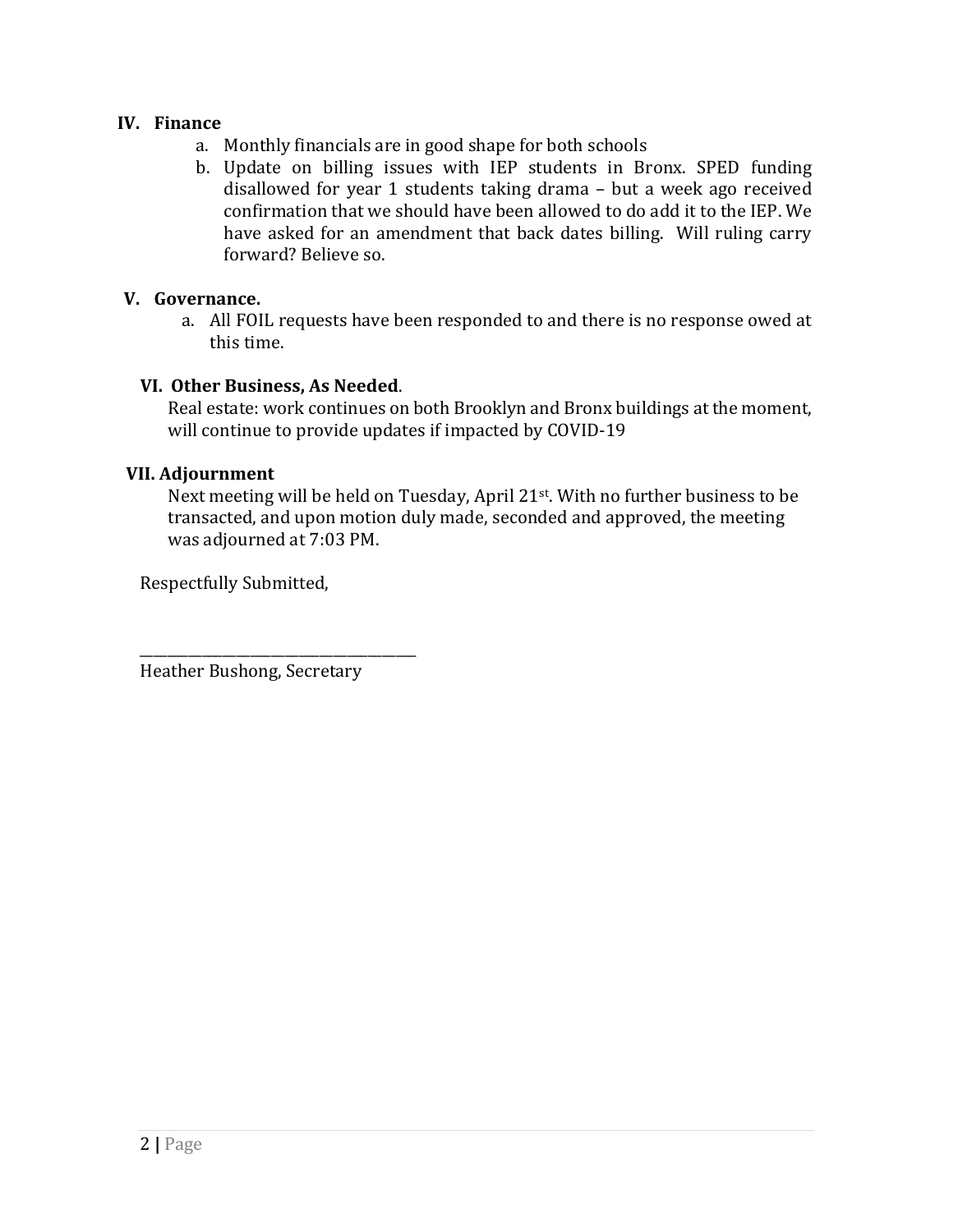## IV. Finance

a. Monthly financials are in good shape for both schools
b. Update on billing issues with IEP students in Bronx. SPED funding disallowed for year 1 students taking drama – but a week ago received confirmation that we should have been allowed to do add it to the IEP. We have asked for an amendment that back dates billing. Will ruling carry forward? Believe so.

## V. Governance.

a. All FOIL requests have been responded to and there is no response owed at this time.

## VI. Other Business, As Needed.

Real estate: work continues on both Brooklyn and Bronx buildings at the moment, will continue to provide updates if impacted by COVID-19

## VII. Adjournment

Next meeting will be held on Tuesday, April 21st. With no further business to be transacted, and upon motion duly made, seconded and approved, the meeting was adjourned at 7:03 PM.

Respectfully Submitted,

\_\_\_\_\_\_\_\_\_\_\_\_\_\_\_\_\_\_\_\_\_\_\_\_\_\_\_\_\_\_\_\_\_\_\_\_\_\_\_\_

Heather Bushong, Secretary